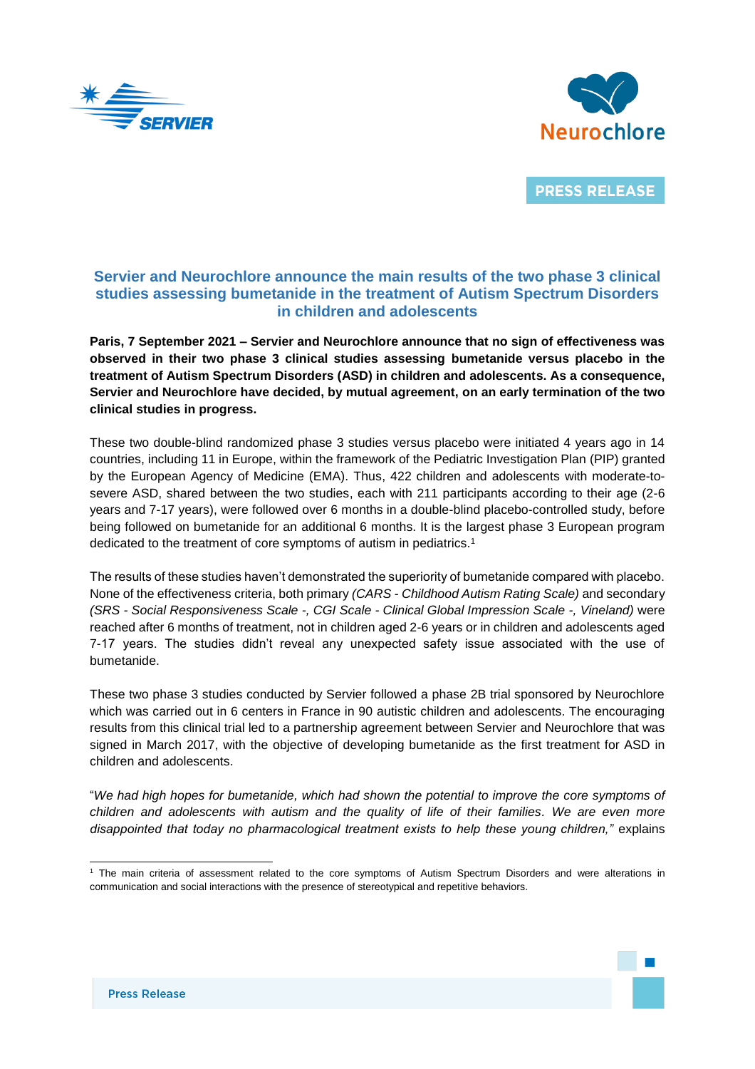PRESS RELEASE

# Servier and Neurochlore announce the main results of the two phase 3 clinical studies assessing bumetanide in the treatment of Autism Spectrum Disorders in children and adolescents

**Paris, 7 September 2021 – Servier and Neurochlore announce that no sign of effectiveness was observed in their two phase 3 clinical studies assessing bumetanide versus placebo in the treatment of Autism Spectrum Disorders (ASD) in children and adolescents. As a consequence, Servier and Neurochlore have decided, by mutual agreement, on an early termination of the two clinical studies in progress.**

These two double-blind randomized phase 3 studies versus placebo were initiated 4 years ago in 14 countries, including 11 in Europe, within the framework of the Pediatric Investigation Plan (PIP) granted by the European Agency of Medicine (EMA). Thus, 422 children and adolescents with moderate-to-severe ASD, shared between the two studies, each with 211 participants according to their age (2-6 years and 7-17 years), were followed over 6 months in a double-blind placebo-controlled study, before being followed on bumetanide for an additional 6 months. It is the largest phase 3 European program dedicated to the treatment of core symptoms of autism in pediatrics.[1]

The results of these studies haven't demonstrated the superiority of bumetanide compared with placebo. None of the effectiveness criteria, both primary *(CARS - Childhood Autism Rating Scale)* and secondary *(SRS - Social Responsiveness Scale -, CGI Scale - Clinical Global Impression Scale -, Vineland)* were reached after 6 months of treatment, not in children aged 2-6 years or in children and adolescents aged 7-17 years. The studies didn't reveal any unexpected safety issue associated with the use of bumetanide.

These two phase 3 studies conducted by Servier followed a phase 2B trial sponsored by Neurochlore which was carried out in 6 centers in France in 90 autistic children and adolescents. The encouraging results from this clinical trial led to a partnership agreement between Servier and Neurochlore that was signed in March 2017, with the objective of developing bumetanide as the first treatment for ASD in children and adolescents.

"*We had high hopes for bumetanide, which had shown the potential to improve the core symptoms of children and adolescents with autism and the quality of life of their families. We are even more disappointed that today no pharmacological treatment exists to help these young children,"* explains

[1] The main criteria of assessment related to the core symptoms of Autism Spectrum Disorders and were alterations in communication and social interactions with the presence of stereotypical and repetitive behaviors.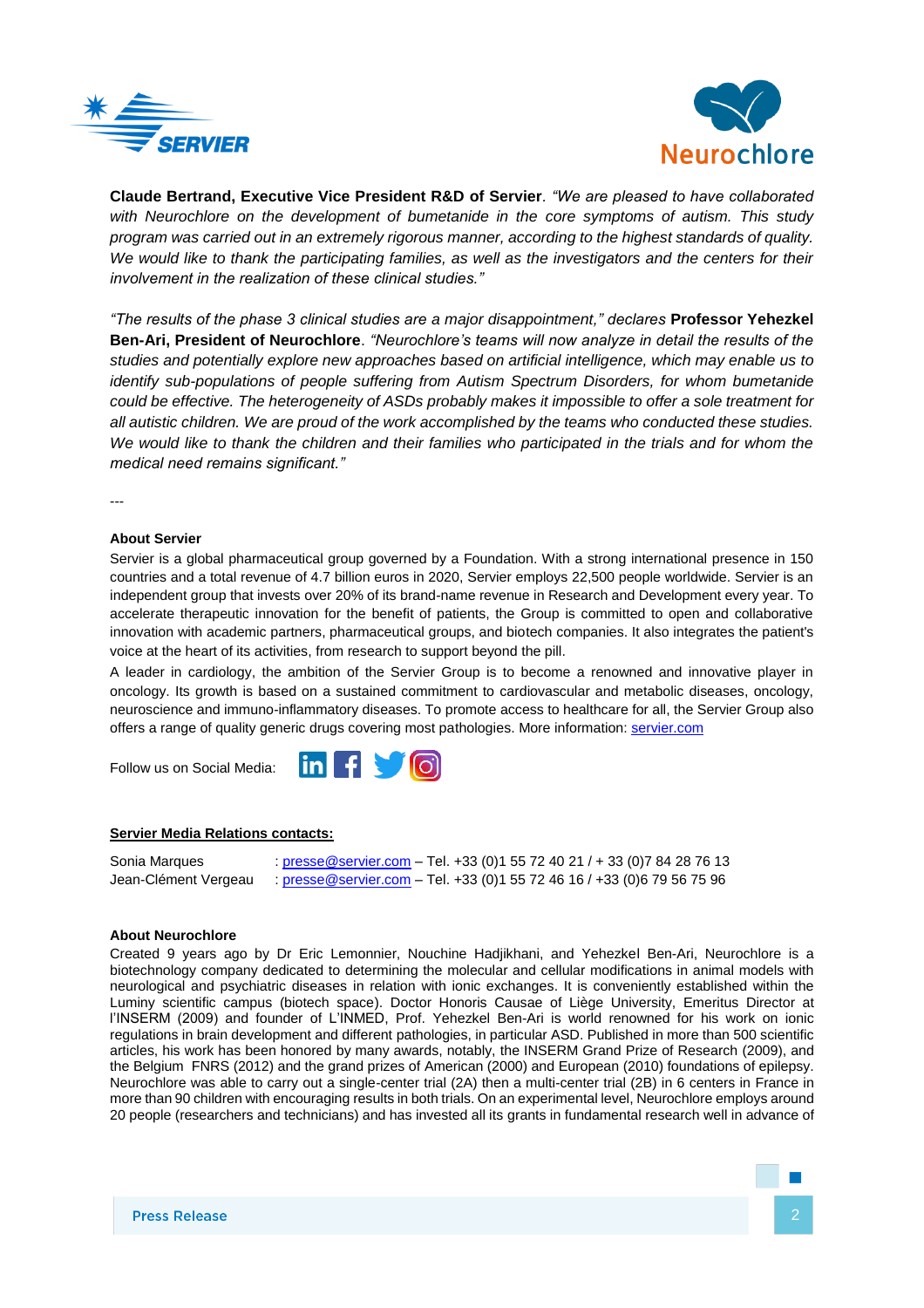**Claude Bertrand, Executive Vice President R&D of Servier**. *"We are pleased to have collaborated with Neurochlore on the development of bumetanide in the core symptoms of autism. This study program was carried out in an extremely rigorous manner, according to the highest standards of quality. We would like to thank the participating families, as well as the investigators and the centers for their involvement in the realization of these clinical studies."*

*"The results of the phase 3 clinical studies are a major disappointment," declares* **Professor Yehezkel Ben-Ari, President of Neurochlore**. *"Neurochlore's teams will now analyze in detail the results of the studies and potentially explore new approaches based on artificial intelligence, which may enable us to identify sub-populations of people suffering from Autism Spectrum Disorders, for whom bumetanide could be effective. The heterogeneity of ASDs probably makes it impossible to offer a sole treatment for all autistic children. We are proud of the work accomplished by the teams who conducted these studies. We would like to thank the children and their families who participated in the trials and for whom the medical need remains significant."*

---

**About Servier**

Servier is a global pharmaceutical group governed by a Foundation. With a strong international presence in 150 countries and a total revenue of 4.7 billion euros in 2020, Servier employs 22,500 people worldwide. Servier is an independent group that invests over 20% of its brand-name revenue in Research and Development every year. To accelerate therapeutic innovation for the benefit of patients, the Group is committed to open and collaborative innovation with academic partners, pharmaceutical groups, and biotech companies. It also integrates the patient's voice at the heart of its activities, from research to support beyond the pill.

A leader in cardiology, the ambition of the Servier Group is to become a renowned and innovative player in oncology. Its growth is based on a sustained commitment to cardiovascular and metabolic diseases, oncology, neuroscience and immuno-inflammatory diseases. To promote access to healthcare for all, the Servier Group also offers a range of quality generic drugs covering most pathologies. More information: servier.com

Follow us on Social Media:

**Servier Media Relations contacts:**

Sonia Marques : presse@servier.com – Tel. +33 (0)1 55 72 40 21 / + 33 (0)7 84 28 76 13
Jean-Clément Vergeau : presse@servier.com – Tel. +33 (0)1 55 72 46 16 / +33 (0)6 79 56 75 96

**About Neurochlore**

Created 9 years ago by Dr Eric Lemonnier, Nouchine Hadjikhani, and Yehezkel Ben-Ari, Neurochlore is a biotechnology company dedicated to determining the molecular and cellular modifications in animal models with neurological and psychiatric diseases in relation with ionic exchanges. It is conveniently established within the Luminy scientific campus (biotech space). Doctor Honoris Causae of Liège University, Emeritus Director at l'INSERM (2009) and founder of L'INMED, Prof. Yehezkel Ben-Ari is world renowned for his work on ionic regulations in brain development and different pathologies, in particular ASD. Published in more than 500 scientific articles, his work has been honored by many awards, notably, the INSERM Grand Prize of Research (2009), and the Belgium FNRS (2012) and the grand prizes of American (2000) and European (2010) foundations of epilepsy. Neurochlore was able to carry out a single-center trial (2A) then a multi-center trial (2B) in 6 centers in France in more than 90 children with encouraging results in both trials. On an experimental level, Neurochlore employs around 20 people (researchers and technicians) and has invested all its grants in fundamental research well in advance of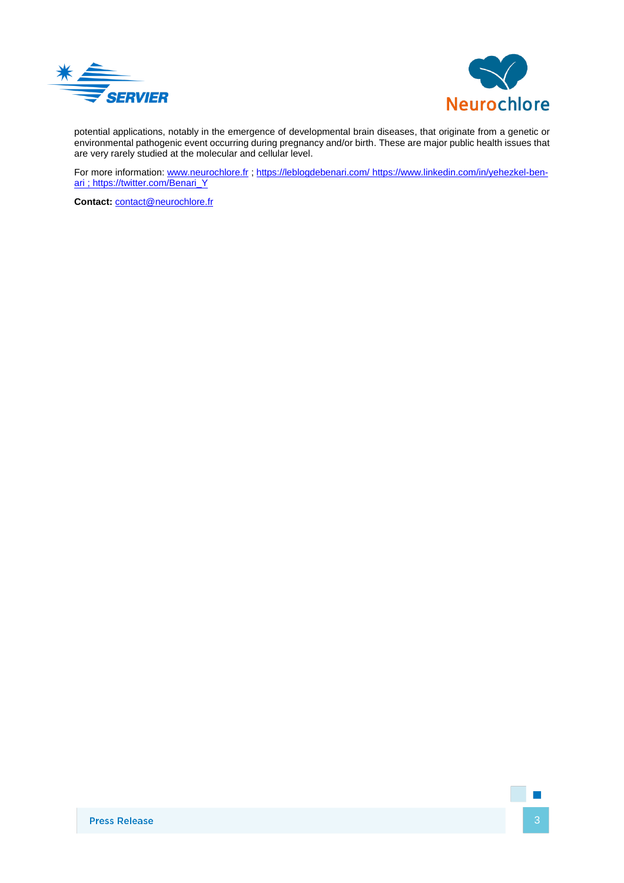potential applications, notably in the emergence of developmental brain diseases, that originate from a genetic or environmental pathogenic event occurring during pregnancy and/or birth. These are major public health issues that are very rarely studied at the molecular and cellular level.

For more information: www.neurochlore.fr ; https://leblogdebenari.com/ https://www.linkedin.com/in/yehezkel-ben-ari ; https://twitter.com/Benari_Y

**Contact:** contact@neurochlore.fr